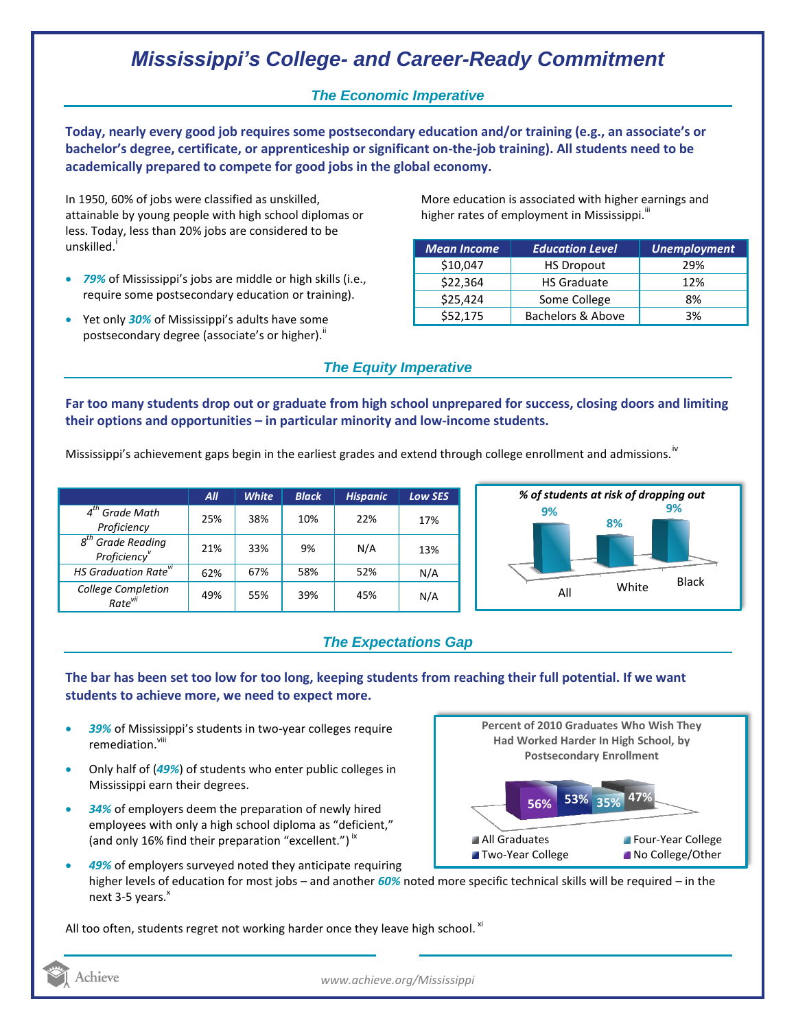# Mississippi's College- and Career-Ready Commitment

## The Economic Imperative

**Today, nearly every good job requires some postsecondary education and/or training (e.g., an associate's or bachelor's degree, certificate, or apprenticeship or significant on-the-job training). All students need to be academically prepared to compete for good jobs in the global economy.**

In 1950, 60% of jobs were classified as unskilled, attainable by young people with high school diplomas or less. Today, less than 20% jobs are considered to be unskilled.[i]

- ***79%*** of Mississippi's jobs are middle or high skills (i.e., require some postsecondary education or training).
- Yet only ***30%*** of Mississippi's adults have some postsecondary degree (associate's or higher).[ii]

More education is associated with higher earnings and higher rates of employment in Mississippi.[iii]

| Mean Income | Education Level | Unemployment |
|---|---|---|
| $10,047 | HS Dropout | 29% |
| $22,364 | HS Graduate | 12% |
| $25,424 | Some College | 8% |
| $52,175 | Bachelors & Above | 3% |

## The Equity Imperative

**Far too many students drop out or graduate from high school unprepared for success, closing doors and limiting their options and opportunities – in particular minority and low-income students.**

Mississippi's achievement gaps begin in the earliest grades and extend through college enrollment and admissions.[iv]

| | All | White | Black | Hispanic | Low SES |
|---|---|---|---|---|---|
| 4th Grade Math Proficiency | 25% | 38% | 10% | 22% | 17% |
| 8th Grade Reading Proficiency[v] | 21% | 33% | 9% | N/A | 13% |
| HS Graduation Rate[vi] | 62% | 67% | 58% | 52% | N/A |
| College Completion Rate[vii] | 49% | 55% | 39% | 45% | N/A |

*% of students at risk of dropping out*

| All | White | Black |
|---|---|---|
| 9% | 8% | 9% |

## The Expectations Gap

**The bar has been set too low for too long, keeping students from reaching their full potential. If we want students to achieve more, we need to expect more.**

- ***39%*** of Mississippi's students in two-year colleges require remediation.[viii]
- Only half of (***49%***) of students who enter public colleges in Mississippi earn their degrees.
- ***34%*** of employers deem the preparation of newly hired employees with only a high school diploma as "deficient," (and only 16% find their preparation "excellent.")[ix]
- ***49%*** of employers surveyed noted they anticipate requiring higher levels of education for most jobs – and another ***60%*** noted more specific technical skills will be required – in the next 3-5 years.[x]

**Percent of 2010 Graduates Who Wish They Had Worked Harder In High School, by Postsecondary Enrollment**

| No College/Other | Two-Year College | Four-Year College | All Graduates |
|---|---|---|---|
| 56% | 53% | 35% | 47% |

All too often, students regret not working harder once they leave high school.[xi]

www.achieve.org/Mississippi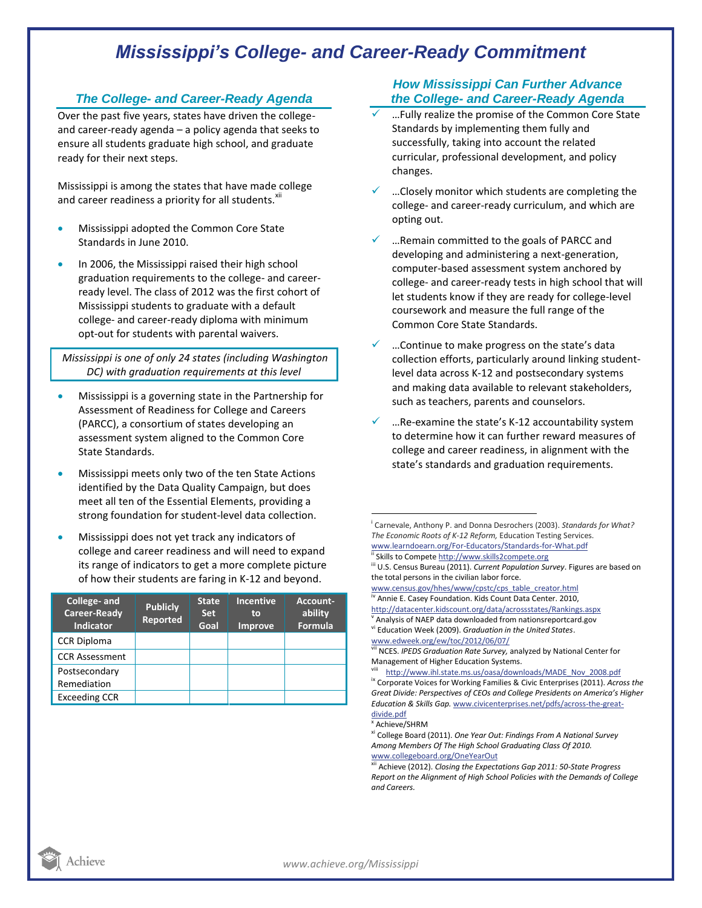# Mississippi's College- and Career-Ready Commitment

## The College- and Career-Ready Agenda

Over the past five years, states have driven the college- and career-ready agenda – a policy agenda that seeks to ensure all students graduate high school, and graduate ready for their next steps.

Mississippi is among the states that have made college and career readiness a priority for all students.[xii]

- Mississippi adopted the Common Core State Standards in June 2010.
- In 2006, the Mississippi raised their high school graduation requirements to the college- and career-ready level. The class of 2012 was the first cohort of Mississippi students to graduate with a default college- and career-ready diploma with minimum opt-out for students with parental waivers.

*Mississippi is one of only 24 states (including Washington DC) with graduation requirements at this level*

- Mississippi is a governing state in the Partnership for Assessment of Readiness for College and Careers (PARCC), a consortium of states developing an assessment system aligned to the Common Core State Standards.
- Mississippi meets only two of the ten State Actions identified by the Data Quality Campaign, but does meet all ten of the Essential Elements, providing a strong foundation for student-level data collection.
- Mississippi does not yet track any indicators of college and career readiness and will need to expand its range of indicators to get a more complete picture of how their students are faring in K-12 and beyond.

| College- and Career-Ready Indicator | Publicly Reported | State Set Goal | Incentive to Improve | Account-ability Formula |
|---|---|---|---|---|
| CCR Diploma | | | | |
| CCR Assessment | | | | |
| Postsecondary Remediation | | | | |
| Exceeding CCR | | | | |

## How Mississippi Can Further Advance the College- and Career-Ready Agenda

- ✓ …Fully realize the promise of the Common Core State Standards by implementing them fully and successfully, taking into account the related curricular, professional development, and policy changes.
- ✓ …Closely monitor which students are completing the college- and career-ready curriculum, and which are opting out.
- ✓ …Remain committed to the goals of PARCC and developing and administering a next-generation, computer-based assessment system anchored by college- and career-ready tests in high school that will let students know if they are ready for college-level coursework and measure the full range of the Common Core State Standards.
- ✓ …Continue to make progress on the state's data collection efforts, particularly around linking student-level data across K-12 and postsecondary systems and making data available to relevant stakeholders, such as teachers, parents and counselors.
- ✓ …Re-examine the state's K-12 accountability system to determine how it can further reward measures of college and career readiness, in alignment with the state's standards and graduation requirements.

---

[i] Carnevale, Anthony P. and Donna Desrochers (2003). *Standards for What? The Economic Roots of K-12 Reform,* Education Testing Services. www.learndoearn.org/For-Educators/Standards-for-What.pdf

[ii] Skills to Compete http://www.skills2compete.org

[iii] U.S. Census Bureau (2011). *Current Population Survey*. Figures are based on the total persons in the civilian labor force. www.census.gov/hhes/www/cpstc/cps_table_creator.html

[iv] Annie E. Casey Foundation. Kids Count Data Center. 2010, http://datacenter.kidscount.org/data/acrossstates/Rankings.aspx

[v] Analysis of NAEP data downloaded from nationsreportcard.gov

[vi] Education Week (2009). *Graduation in the United States*. www.edweek.org/ew/toc/2012/06/07/

[vii] NCES. *IPEDS Graduation Rate Survey,* analyzed by National Center for Management of Higher Education Systems.

[viii] http://www.ihl.state.ms.us/oasa/downloads/MADE_Nov_2008.pdf

[ix] Corporate Voices for Working Families & Civic Enterprises (2011). *Across the Great Divide: Perspectives of CEOs and College Presidents on America's Higher Education & Skills Gap.* www.civicenterprises.net/pdfs/across-the-great-divide.pdf

[x] Achieve/SHRM

[xi] College Board (2011). *One Year Out: Findings From A National Survey Among Members Of The High School Graduating Class Of 2010.* www.collegeboard.org/OneYearOut

[xii] Achieve (2012). *Closing the Expectations Gap 2011: 50-State Progress Report on the Alignment of High School Policies with the Demands of College and Careers.*